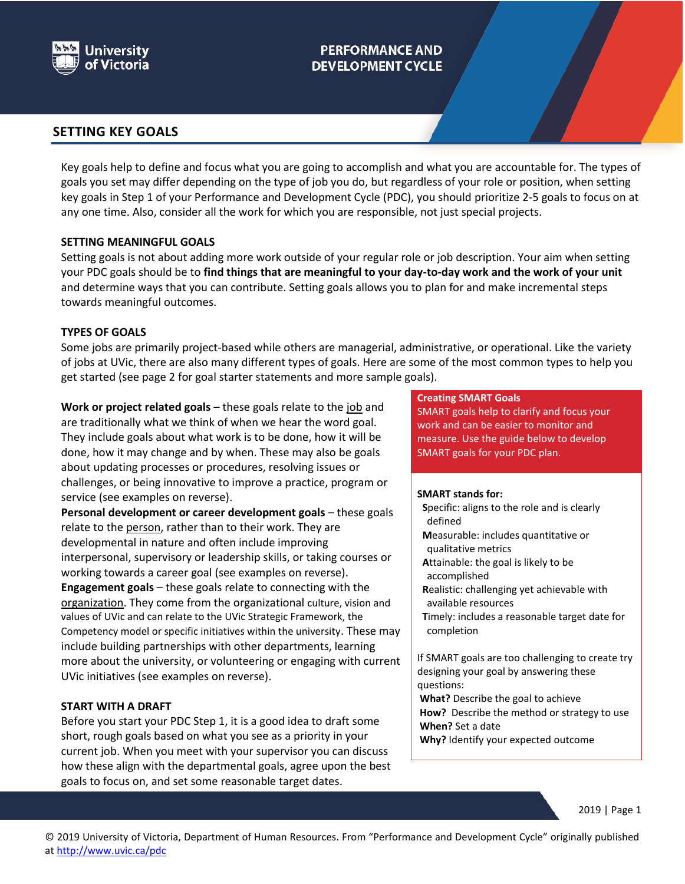University of Victoria

PERFORMANCE AND DEVELOPMENT CYCLE

# SETTING KEY GOALS

Key goals help to define and focus what you are going to accomplish and what you are accountable for. The types of goals you set may differ depending on the type of job you do, but regardless of your role or position, when setting key goals in Step 1 of your Performance and Development Cycle (PDC), you should prioritize 2-5 goals to focus on at any one time. Also, consider all the work for which you are responsible, not just special projects.

## SETTING MEANINGFUL GOALS

Setting goals is not about adding more work outside of your regular role or job description. Your aim when setting your PDC goals should be to **find things that are meaningful to your day-to-day work and the work of your unit** and determine ways that you can contribute. Setting goals allows you to plan for and make incremental steps towards meaningful outcomes.

## TYPES OF GOALS

Some jobs are primarily project-based while others are managerial, administrative, or operational. Like the variety of jobs at UVic, there are also many different types of goals. Here are some of the most common types to help you get started (see page 2 for goal starter statements and more sample goals).

**Work or project related goals** – these goals relate to the job and are traditionally what we think of when we hear the word goal. They include goals about what work is to be done, how it will be done, how it may change and by when. These may also be goals about updating processes or procedures, resolving issues or challenges, or being innovative to improve a practice, program or service (see examples on reverse).

**Personal development or career development goals** – these goals relate to the person, rather than to their work. They are developmental in nature and often include improving interpersonal, supervisory or leadership skills, or taking courses or working towards a career goal (see examples on reverse).

**Engagement goals** – these goals relate to connecting with the organization. They come from the organizational culture, vision and values of UVic and can relate to the UVic Strategic Framework, the Competency model or specific initiatives within the university. These may include building partnerships with other departments, learning more about the university, or volunteering or engaging with current UVic initiatives (see examples on reverse).

## START WITH A DRAFT

Before you start your PDC Step 1, it is a good idea to draft some short, rough goals based on what you see as a priority in your current job. When you meet with your supervisor you can discuss how these align with the departmental goals, agree upon the best goals to focus on, and set some reasonable target dates.

### Creating SMART Goals

SMART goals help to clarify and focus your work and can be easier to monitor and measure. Use the guide below to develop SMART goals for your PDC plan.

**SMART stands for:**

- **S**pecific: aligns to the role and is clearly defined
- **M**easurable: includes quantitative or qualitative metrics
- **A**ttainable: the goal is likely to be accomplished
- **R**ealistic: challenging yet achievable with available resources
- **T**imely: includes a reasonable target date for completion

If SMART goals are too challenging to create try designing your goal by answering these questions:

- **What?** Describe the goal to achieve
- **How?** Describe the method or strategy to use
- **When?** Set a date
- **Why?** Identify your expected outcome

© 2019 University of Victoria, Department of Human Resources. From "Performance and Development Cycle" originally published at http://www.uvic.ca/pdc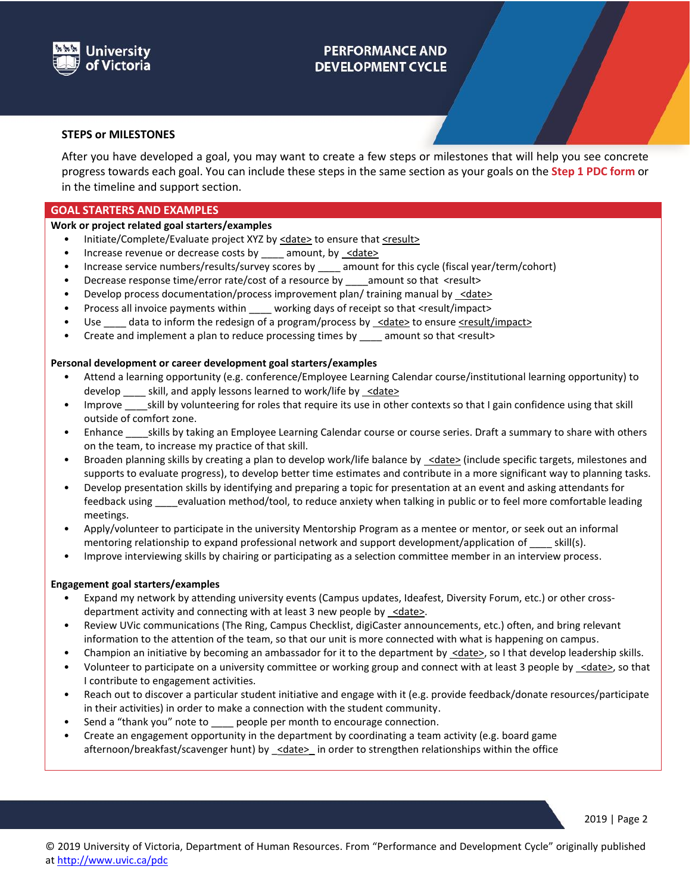### STEPS or MILESTONES

After you have developed a goal, you may want to create a few steps or milestones that will help you see concrete progress towards each goal. You can include these steps in the same section as your goals on the **Step 1 PDC form** or in the timeline and support section.

## GOAL STARTERS AND EXAMPLES

**Work or project related goal starters/examples**

- Initiate/Complete/Evaluate project XYZ by <date> to ensure that <result>
- Increase revenue or decrease costs by ____ amount, by <date>
- Increase service numbers/results/survey scores by ____ amount for this cycle (fiscal year/term/cohort)
- Decrease response time/error rate/cost of a resource by ____amount so that <result>
- Develop process documentation/process improvement plan/ training manual by <date>
- Process all invoice payments within ____ working days of receipt so that <result/impact>
- Use ____ data to inform the redesign of a program/process by <date> to ensure <result/impact>
- Create and implement a plan to reduce processing times by ____ amount so that <result>

**Personal development or career development goal starters/examples**

- Attend a learning opportunity (e.g. conference/Employee Learning Calendar course/institutional learning opportunity) to develop ____ skill, and apply lessons learned to work/life by <date>
- Improve ____skill by volunteering for roles that require its use in other contexts so that I gain confidence using that skill outside of comfort zone.
- Enhance ____skills by taking an Employee Learning Calendar course or course series. Draft a summary to share with others on the team, to increase my practice of that skill.
- Broaden planning skills by creating a plan to develop work/life balance by <date> (include specific targets, milestones and supports to evaluate progress), to develop better time estimates and contribute in a more significant way to planning tasks.
- Develop presentation skills by identifying and preparing a topic for presentation at an event and asking attendants for feedback using ____evaluation method/tool, to reduce anxiety when talking in public or to feel more comfortable leading meetings.
- Apply/volunteer to participate in the university Mentorship Program as a mentee or mentor, or seek out an informal mentoring relationship to expand professional network and support development/application of ____ skill(s).
- Improve interviewing skills by chairing or participating as a selection committee member in an interview process.

**Engagement goal starters/examples**

- Expand my network by attending university events (Campus updates, Ideafest, Diversity Forum, etc.) or other cross-department activity and connecting with at least 3 new people by <date>.
- Review UVic communications (The Ring, Campus Checklist, digiCaster announcements, etc.) often, and bring relevant information to the attention of the team, so that our unit is more connected with what is happening on campus.
- Champion an initiative by becoming an ambassador for it to the department by <date>, so I that develop leadership skills.
- Volunteer to participate on a university committee or working group and connect with at least 3 people by <date>, so that I contribute to engagement activities.
- Reach out to discover a particular student initiative and engage with it (e.g. provide feedback/donate resources/participate in their activities) in order to make a connection with the student community.
- Send a "thank you" note to ____ people per month to encourage connection.
- Create an engagement opportunity in the department by coordinating a team activity (e.g. board game afternoon/breakfast/scavenger hunt) by <date> in order to strengthen relationships within the office

© 2019 University of Victoria, Department of Human Resources. From "Performance and Development Cycle" originally published at http://www.uvic.ca/pdc